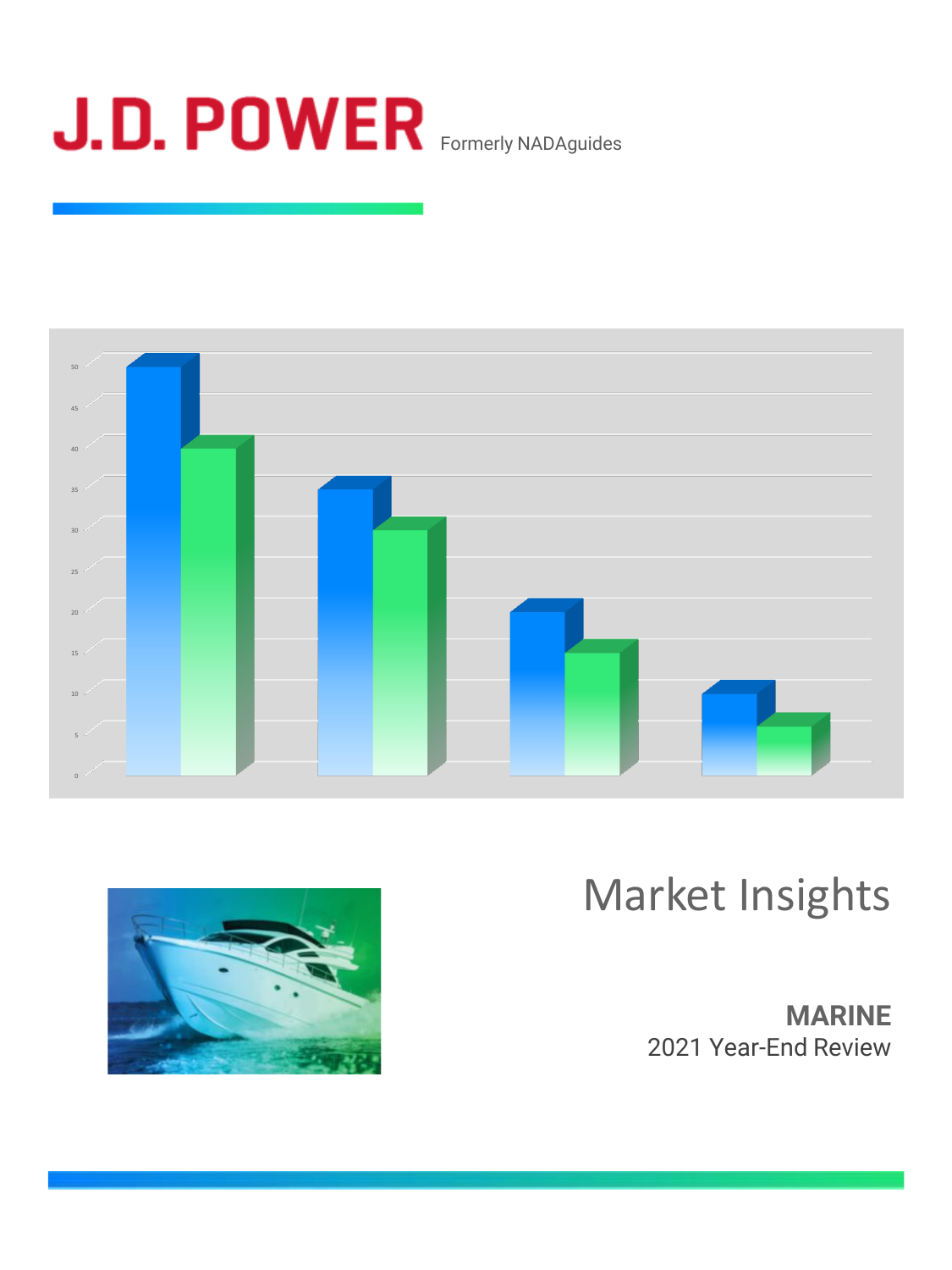# J.D. POWER

Formerly NADAguides

# Market Insights

**MARINE**

2021 Year-End Review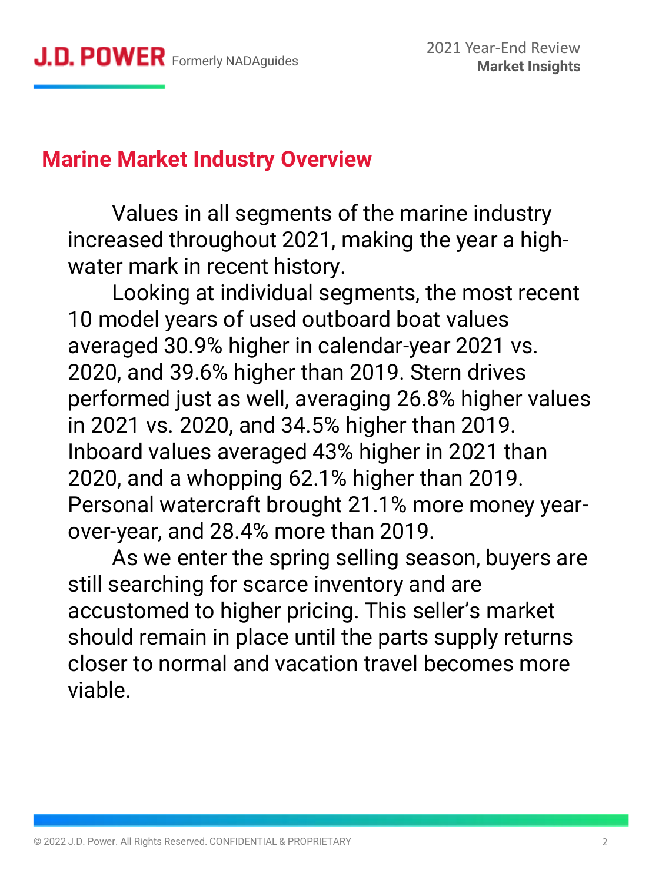## Marine Market Industry Overview

Values in all segments of the marine industry increased throughout 2021, making the year a high-water mark in recent history.

Looking at individual segments, the most recent 10 model years of used outboard boat values averaged 30.9% higher in calendar-year 2021 vs. 2020, and 39.6% higher than 2019. Stern drives performed just as well, averaging 26.8% higher values in 2021 vs. 2020, and 34.5% higher than 2019. Inboard values averaged 43% higher in 2021 than 2020, and a whopping 62.1% higher than 2019. Personal watercraft brought 21.1% more money year-over-year, and 28.4% more than 2019.

As we enter the spring selling season, buyers are still searching for scarce inventory and are accustomed to higher pricing. This seller's market should remain in place until the parts supply returns closer to normal and vacation travel becomes more viable.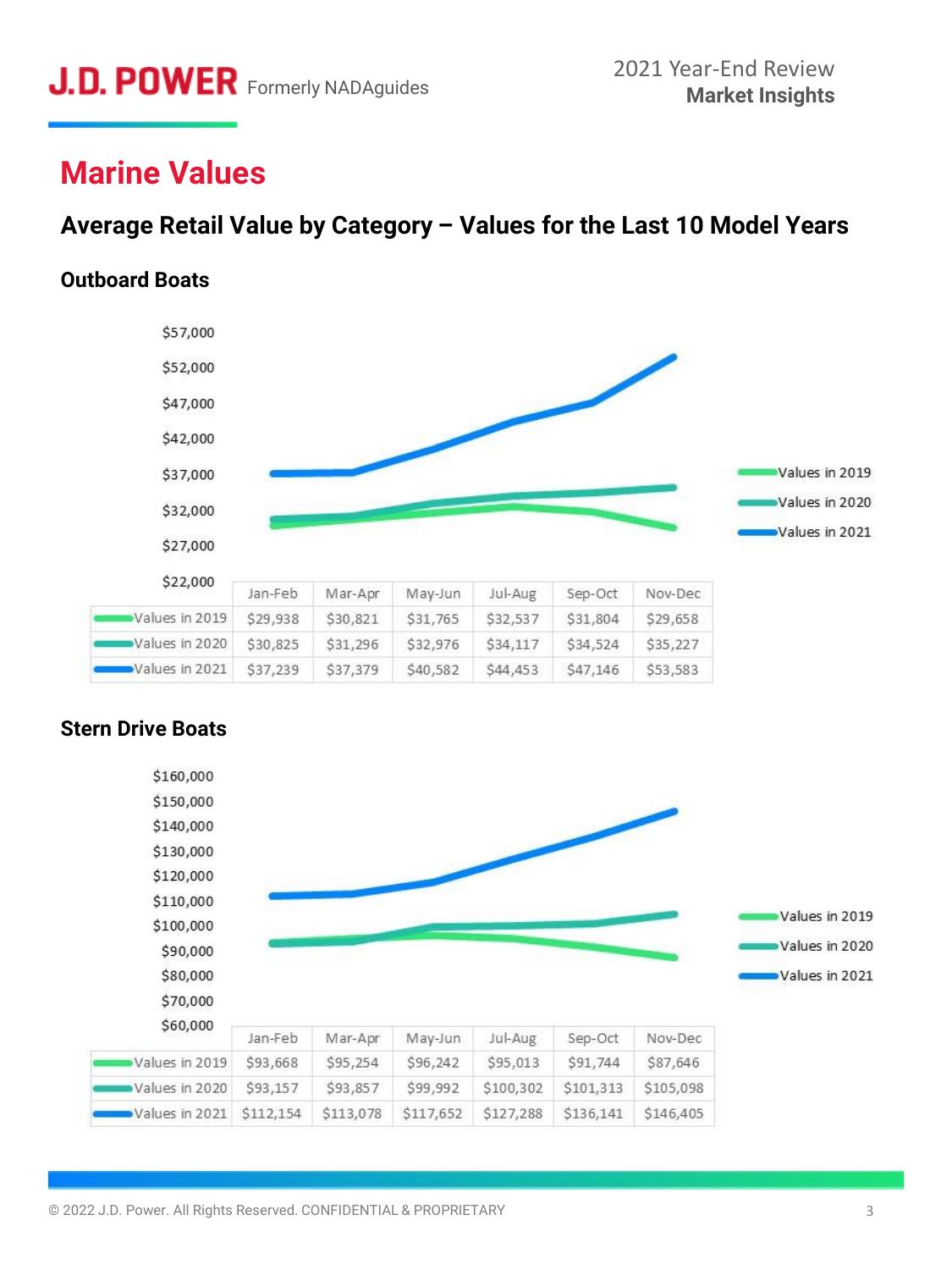# Marine Values

## Average Retail Value by Category – Values for the Last 10 Model Years

### Outboard Boats

| | Jan-Feb | Mar-Apr | May-Jun | Jul-Aug | Sep-Oct | Nov-Dec |
|---|---|---|---|---|---|---|
| Values in 2019 | $29,938 | $30,821 | $31,765 | $32,537 | $31,804 | $29,658 |
| Values in 2020 | $30,825 | $31,296 | $32,976 | $34,117 | $34,524 | $35,227 |
| Values in 2021 | $37,239 | $37,379 | $40,582 | $44,453 | $47,146 | $53,583 |

### Stern Drive Boats

| | Jan-Feb | Mar-Apr | May-Jun | Jul-Aug | Sep-Oct | Nov-Dec |
|---|---|---|---|---|---|---|
| Values in 2019 | $93,668 | $95,254 | $96,242 | $95,013 | $91,744 | $87,646 |
| Values in 2020 | $93,157 | $93,857 | $99,992 | $100,302 | $101,313 | $105,098 |
| Values in 2021 | $112,154 | $113,078 | $117,652 | $127,288 | $136,141 | $146,405 |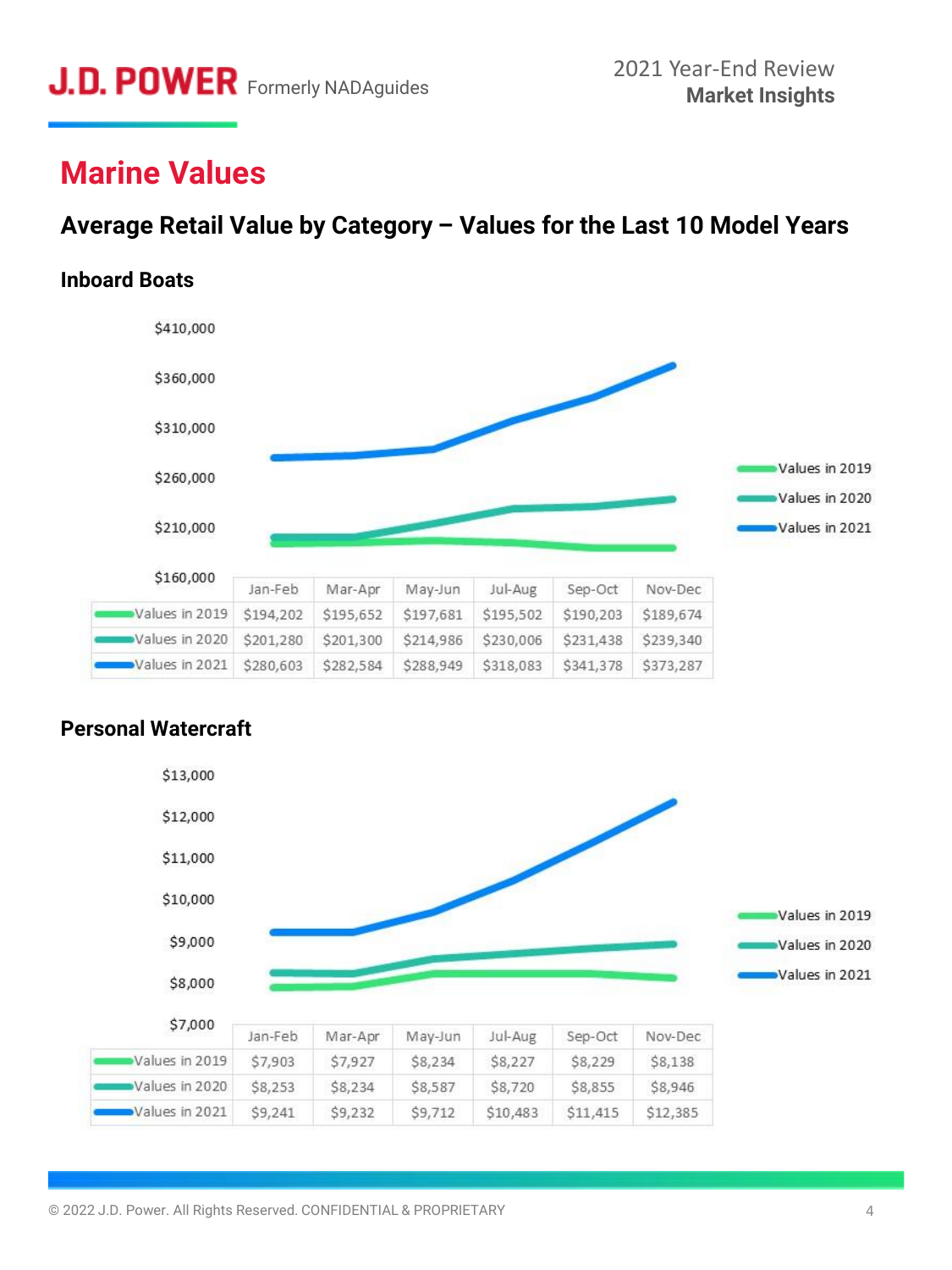# Marine Values

## Average Retail Value by Category – Values for the Last 10 Model Years

### Inboard Boats

| | Jan-Feb | Mar-Apr | May-Jun | Jul-Aug | Sep-Oct | Nov-Dec |
|---|---|---|---|---|---|---|
| Values in 2019 | $194,202 | $195,652 | $197,681 | $195,502 | $190,203 | $189,674 |
| Values in 2020 | $201,280 | $201,300 | $214,986 | $230,006 | $231,438 | $239,340 |
| Values in 2021 | $280,603 | $282,584 | $288,949 | $318,083 | $341,378 | $373,287 |

### Personal Watercraft

| | Jan-Feb | Mar-Apr | May-Jun | Jul-Aug | Sep-Oct | Nov-Dec |
|---|---|---|---|---|---|---|
| Values in 2019 | $7,903 | $7,927 | $8,234 | $8,227 | $8,229 | $8,138 |
| Values in 2020 | $8,253 | $8,234 | $8,587 | $8,720 | $8,855 | $8,946 |
| Values in 2021 | $9,241 | $9,232 | $9,712 | $10,483 | $11,415 | $12,385 |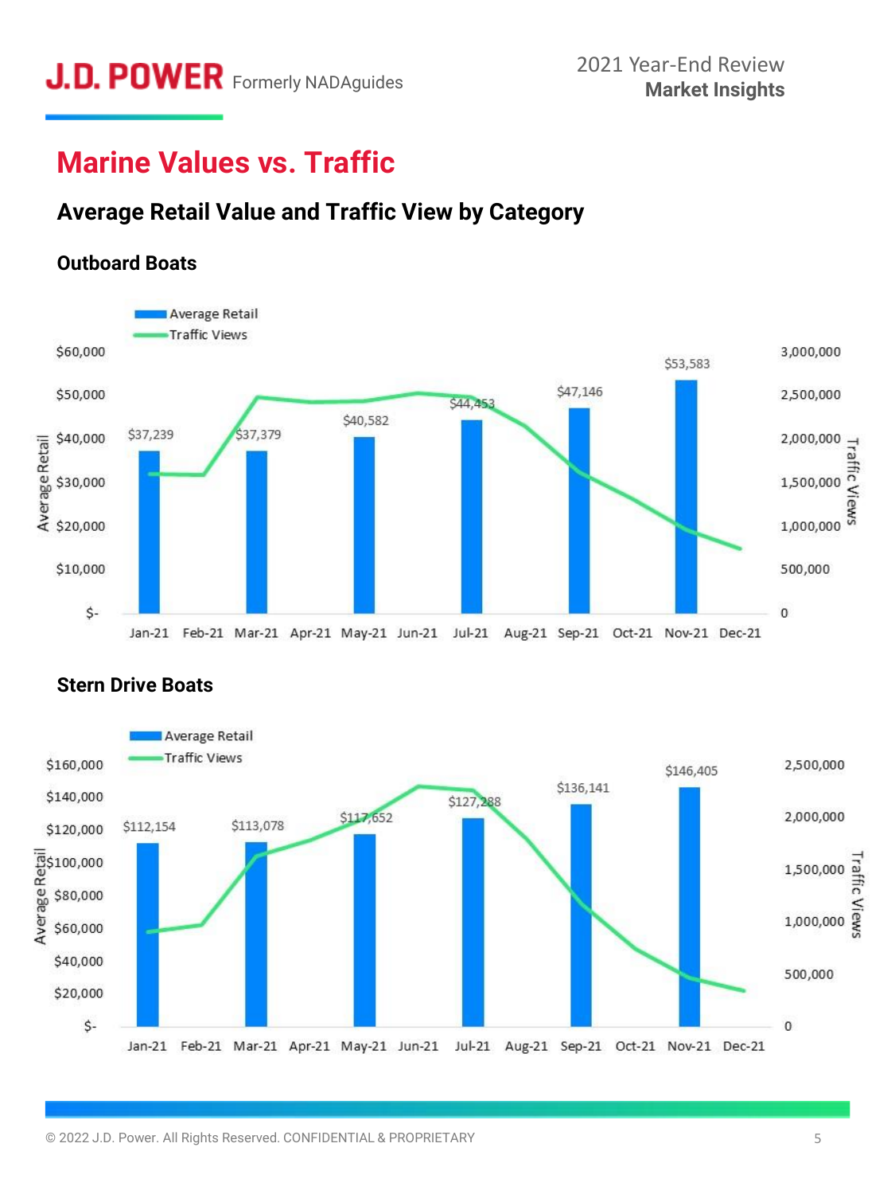# Marine Values vs. Traffic

## Average Retail Value and Traffic View by Category

### Outboard Boats

Average Retail / Traffic Views

| Month | Average Retail |
|---|---|
| Jan-21 | $37,239 |
| Mar-21 | $37,379 |
| May-21 | $40,582 |
| Jul-21 | $44,453 |
| Sep-21 | $47,146 |
| Nov-21 | $53,583 |

### Stern Drive Boats

Average Retail / Traffic Views

| Month | Average Retail |
|---|---|
| Jan-21 | $112,154 |
| Mar-21 | $113,078 |
| May-21 | $117,652 |
| Jul-21 | $127,288 |
| Sep-21 | $136,141 |
| Nov-21 | $146,405 |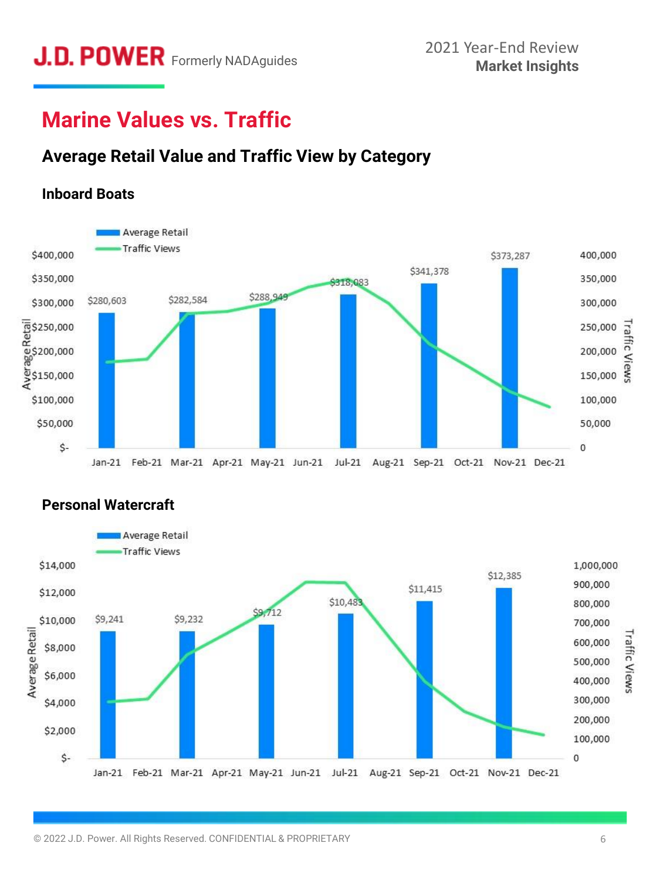# Marine Values vs. Traffic

## Average Retail Value and Traffic View by Category

### Inboard Boats

| Month | Average Retail |
| --- | --- |
| Jan-21 | $280,603 |
| Mar-21 | $282,584 |
| May-21 | $288,949 |
| Jul-21 | $318,083 |
| Sep-21 | $341,378 |
| Nov-21 | $373,287 |

### Personal Watercraft

| Month | Average Retail |
| --- | --- |
| Jan-21 | $9,241 |
| Mar-21 | $9,232 |
| May-21 | $9,712 |
| Jul-21 | $10,483 |
| Sep-21 | $11,415 |
| Nov-21 | $12,385 |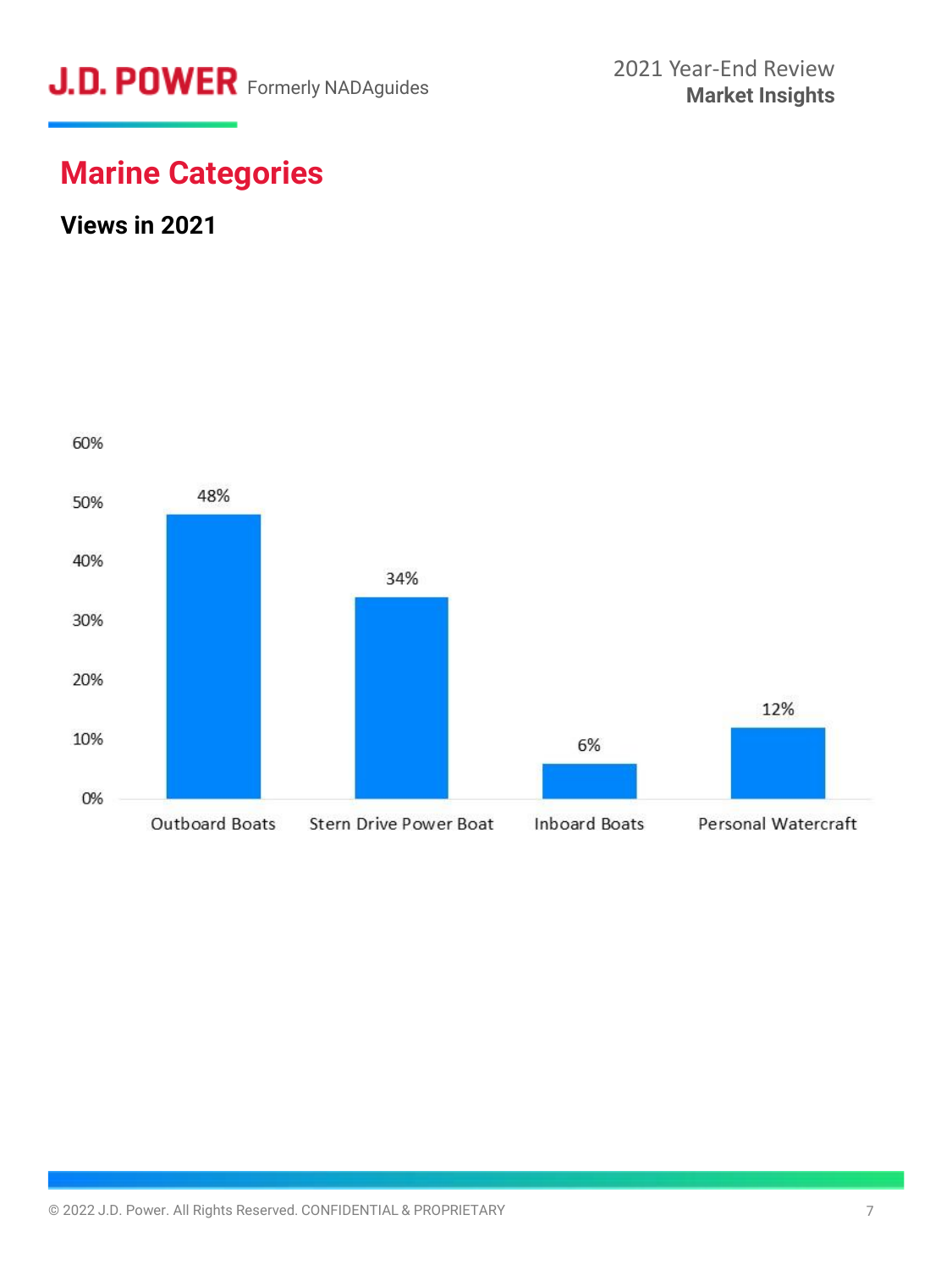# Marine Categories

## Views in 2021

| Category | Views |
|---|---|
| Outboard Boats | 48% |
| Stern Drive Power Boat | 34% |
| Inboard Boats | 6% |
| Personal Watercraft | 12% |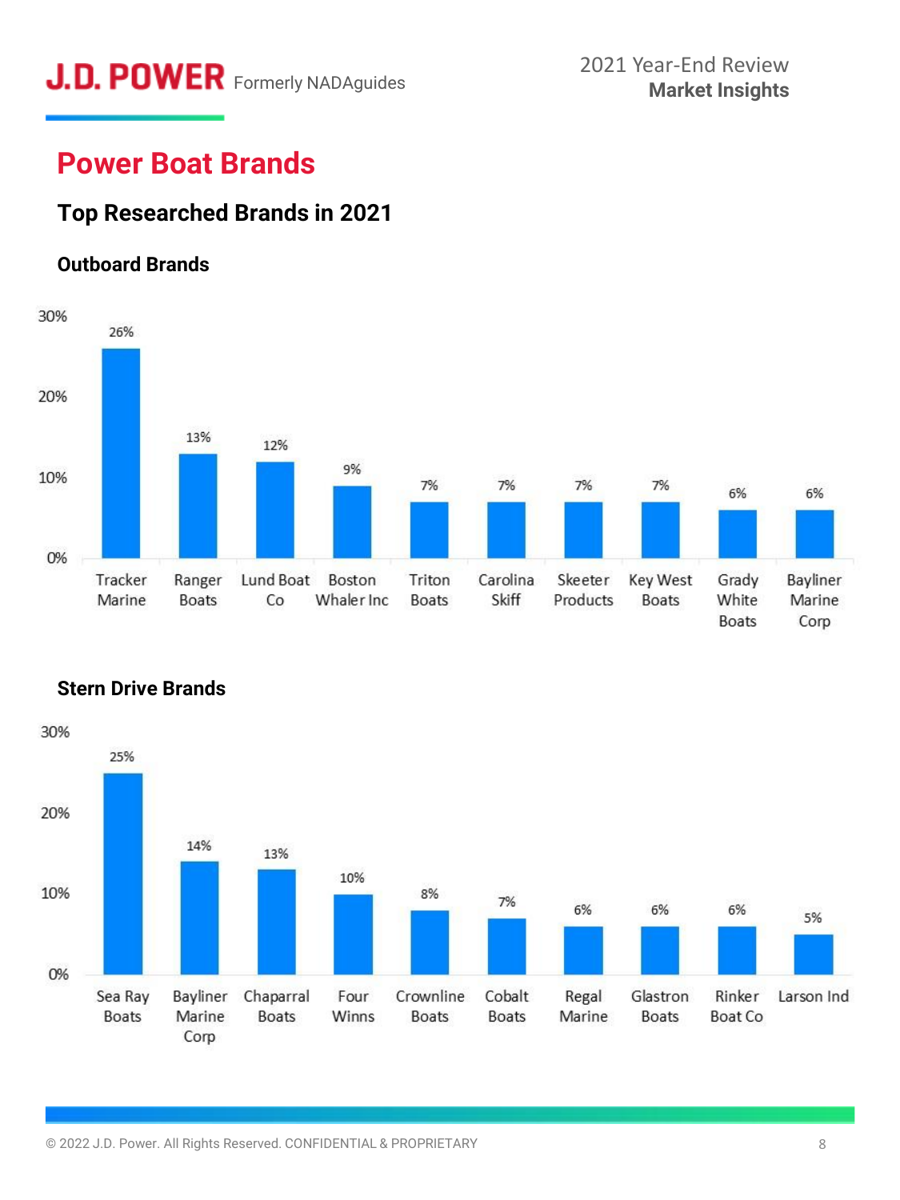## Power Boat Brands

### Top Researched Brands in 2021

#### Outboard Brands

| Brand | Share |
|---|---|
| Tracker Marine | 26% |
| Ranger Boats | 13% |
| Lund Boat Co | 12% |
| Boston Whaler Inc | 9% |
| Triton Boats | 7% |
| Carolina Skiff | 7% |
| Skeeter Products | 7% |
| Key West Boats | 7% |
| Grady White Boats | 6% |
| Bayliner Marine Corp | 6% |

#### Stern Drive Brands

| Brand | Share |
|---|---|
| Sea Ray Boats | 25% |
| Bayliner Marine Corp | 14% |
| Chaparral Boats | 13% |
| Four Winns | 10% |
| Crownline Boats | 8% |
| Cobalt Boats | 7% |
| Regal Marine | 6% |
| Glastron Boats | 6% |
| Rinker Boat Co | 6% |
| Larson Ind | 5% |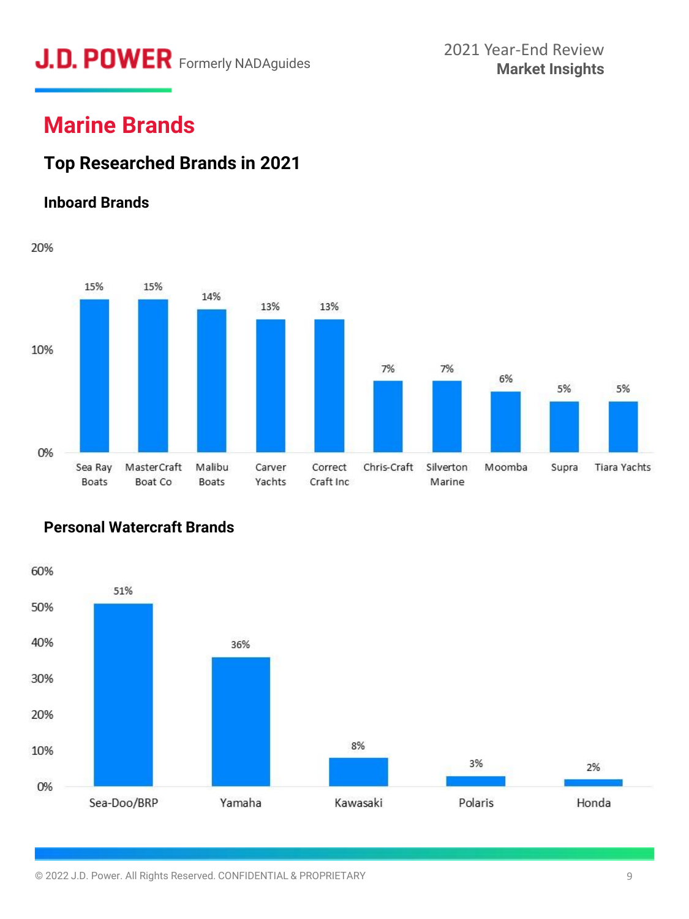## Marine Brands

### Top Researched Brands in 2021

#### Inboard Brands

| Brand | Share |
| --- | --- |
| Sea Ray Boats | 15% |
| MasterCraft Boat Co | 15% |
| Malibu Boats | 14% |
| Carver Yachts | 13% |
| Correct Craft Inc | 13% |
| Chris-Craft | 7% |
| Silverton Marine | 7% |
| Moomba | 6% |
| Supra | 5% |
| Tiara Yachts | 5% |

#### Personal Watercraft Brands

| Brand | Share |
| --- | --- |
| Sea-Doo/BRP | 51% |
| Yamaha | 36% |
| Kawasaki | 8% |
| Polaris | 3% |
| Honda | 2% |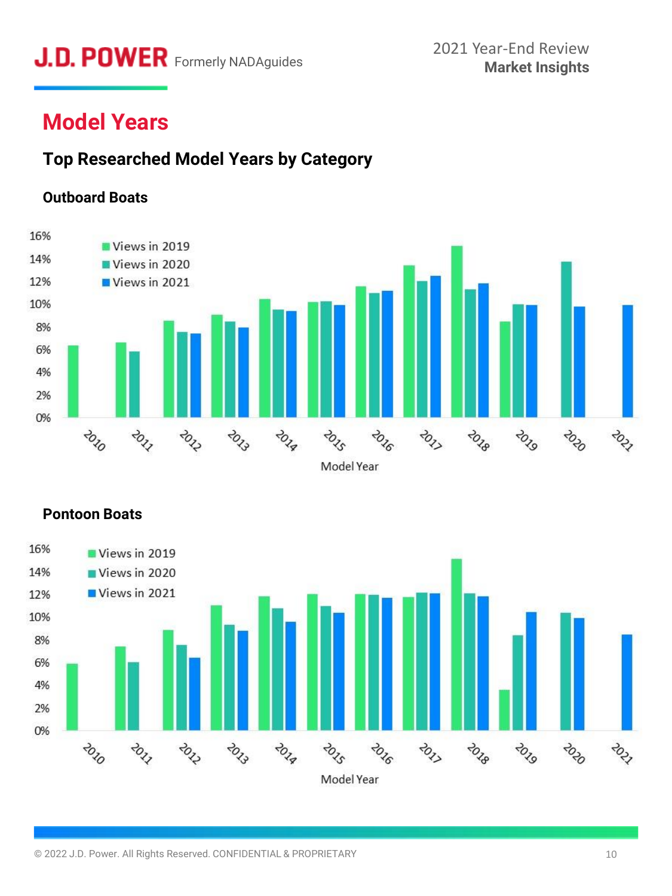# Model Years

## Top Researched Model Years by Category

### Outboard Boats

### Pontoon Boats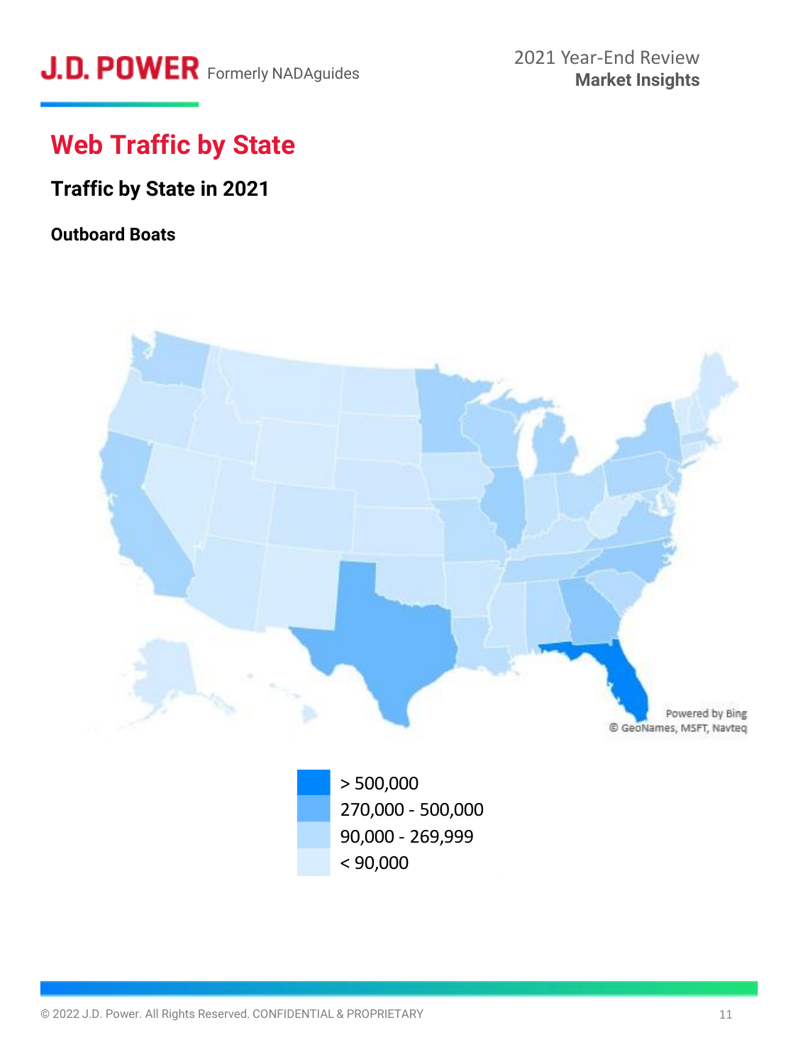# Web Traffic by State

## Traffic by State in 2021

### Outboard Boats

Powered by Bing
© GeoNames, MSFT, Navteq

> 500,000
270,000 - 500,000
90,000 - 269,999
< 90,000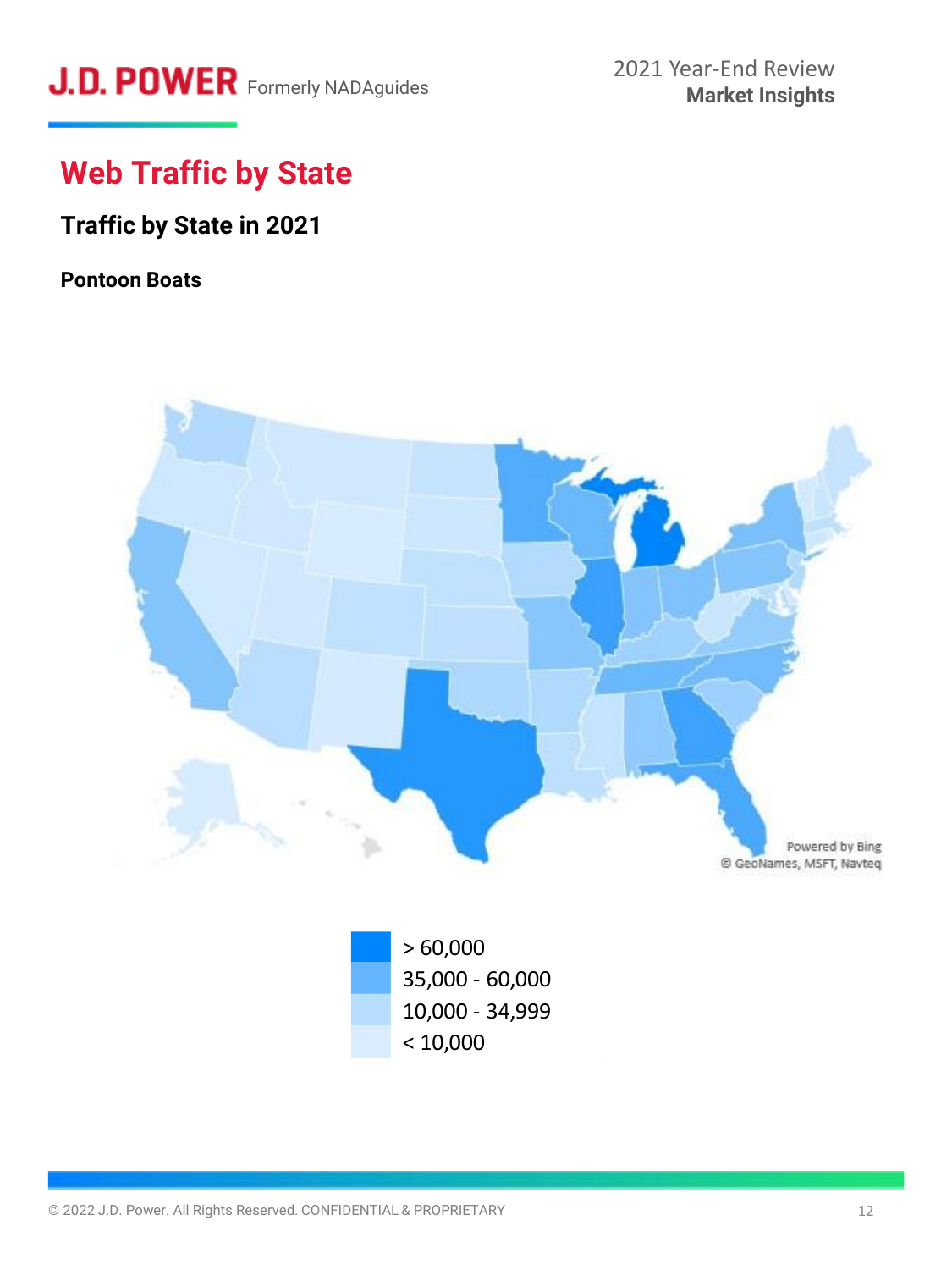# Web Traffic by State

## Traffic by State in 2021

### Pontoon Boats

Powered by Bing
© GeoNames, MSFT, Navteq

- > 60,000
- 35,000 - 60,000
- 10,000 - 34,999
- < 10,000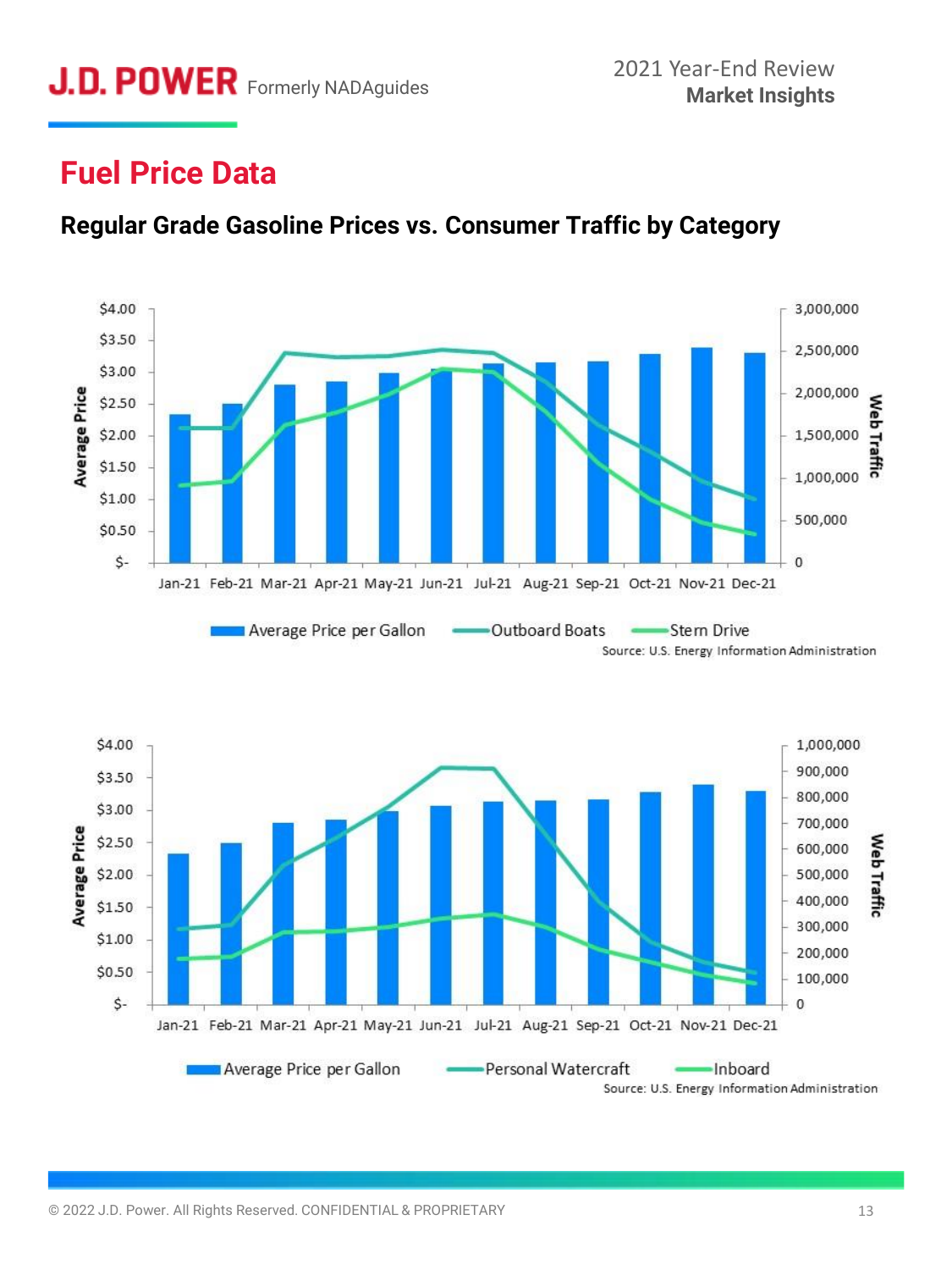# Fuel Price Data

## Regular Grade Gasoline Prices vs. Consumer Traffic by Category

Average Price | Web Traffic

Jan-21 Feb-21 Mar-21 Apr-21 May-21 Jun-21 Jul-21 Aug-21 Sep-21 Oct-21 Nov-21 Dec-21

Average Price per Gallon | Outboard Boats | Stern Drive

Source: U.S. Energy Information Administration

Average Price | Web Traffic

Jan-21 Feb-21 Mar-21 Apr-21 May-21 Jun-21 Jul-21 Aug-21 Sep-21 Oct-21 Nov-21 Dec-21

Average Price per Gallon | Personal Watercraft | Inboard

Source: U.S. Energy Information Administration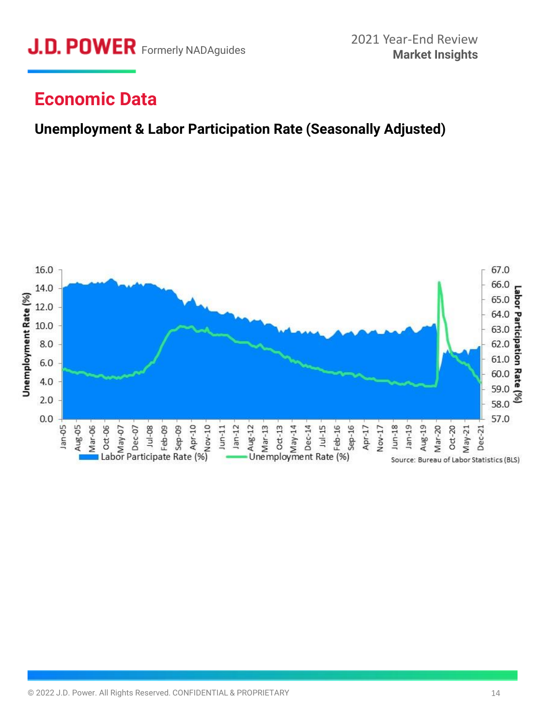## Economic Data

### Unemployment & Labor Participation Rate (Seasonally Adjusted)

Labor Participate Rate (%) — Unemployment Rate (%)

Source: Bureau of Labor Statistics (BLS)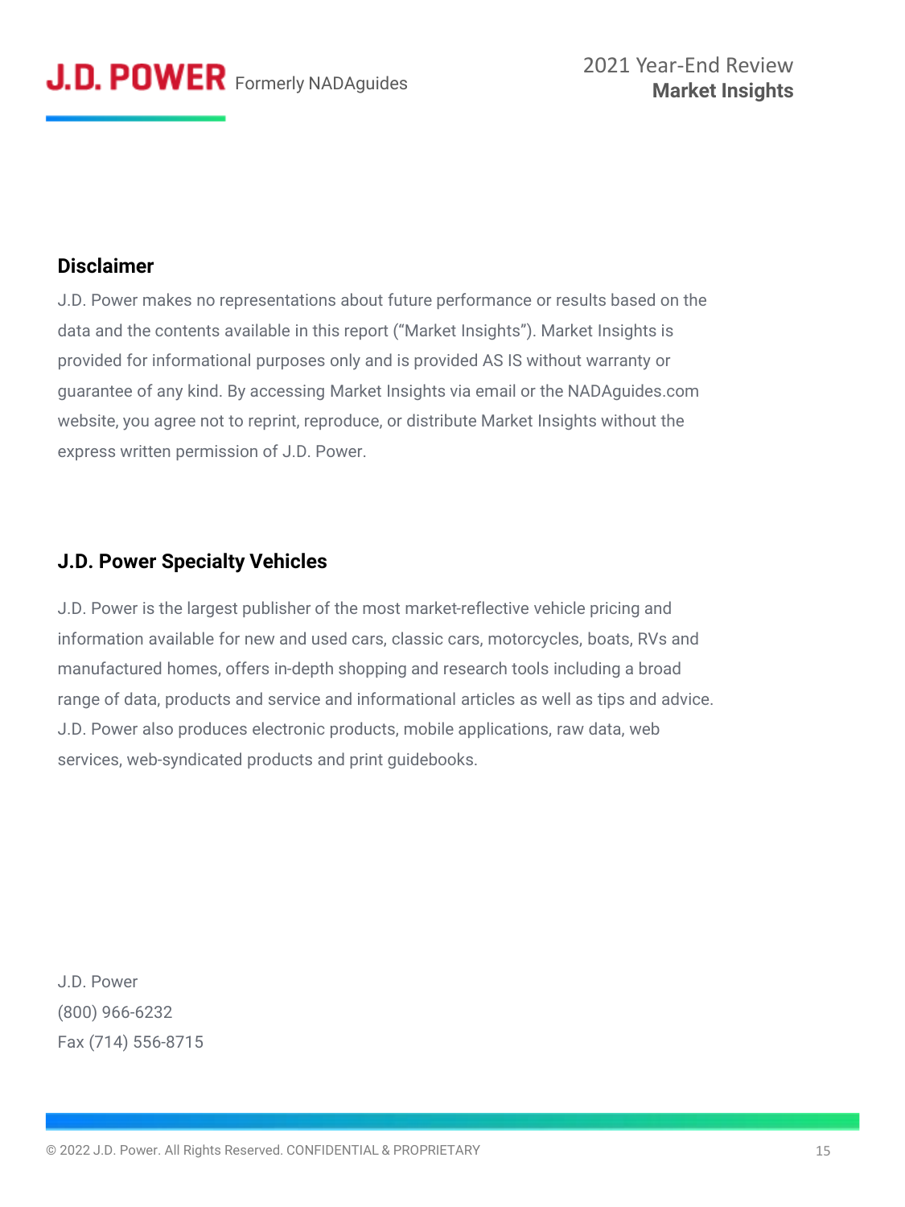## Disclaimer

J.D. Power makes no representations about future performance or results based on the data and the contents available in this report ("Market Insights"). Market Insights is provided for informational purposes only and is provided AS IS without warranty or guarantee of any kind. By accessing Market Insights via email or the NADAguides.com website, you agree not to reprint, reproduce, or distribute Market Insights without the express written permission of J.D. Power.

## J.D. Power Specialty Vehicles

J.D. Power is the largest publisher of the most market-reflective vehicle pricing and information available for new and used cars, classic cars, motorcycles, boats, RVs and manufactured homes, offers in-depth shopping and research tools including a broad range of data, products and service and informational articles as well as tips and advice. J.D. Power also produces electronic products, mobile applications, raw data, web services, web-syndicated products and print guidebooks.

J.D. Power
(800) 966-6232
Fax (714) 556-8715